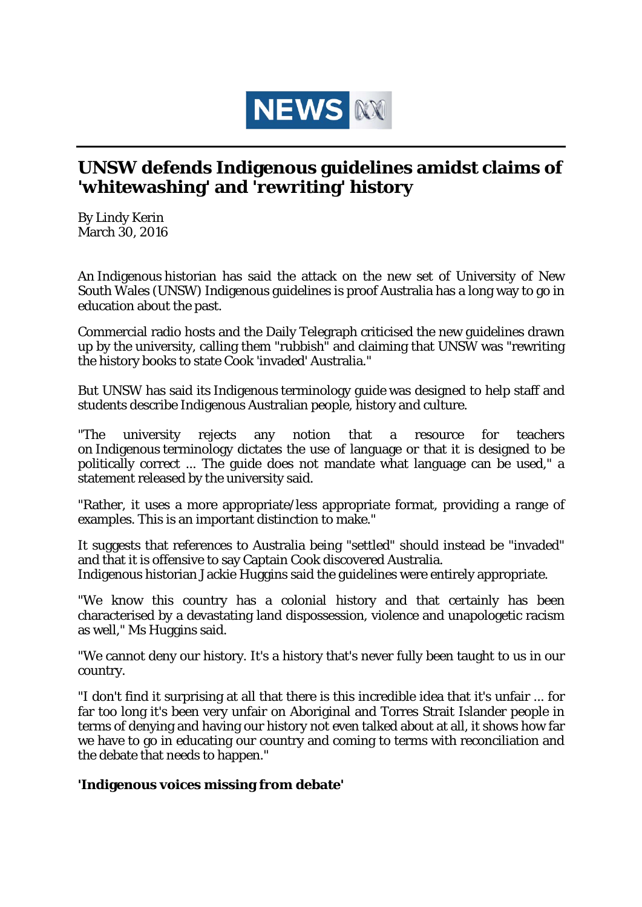NEWS

# UNSW defends Indigenous guidelines amidst claims of 'whitewashing' and 'rewriting' history

By Lindy Kerin
March 30, 2016

An Indigenous historian has said the attack on the new set of University of New South Wales (UNSW) Indigenous guidelines is proof Australia has a long way to go in education about the past.

Commercial radio hosts and the Daily Telegraph criticised the new guidelines drawn up by the university, calling them "rubbish" and claiming that UNSW was "rewriting the history books to state Cook 'invaded' Australia."

But UNSW has said its Indigenous terminology guide was designed to help staff and students describe Indigenous Australian people, history and culture.

"The university rejects any notion that a resource for teachers on Indigenous terminology dictates the use of language or that it is designed to be politically correct ... The guide does not mandate what language can be used," a statement released by the university said.

"Rather, it uses a more appropriate/less appropriate format, providing a range of examples. This is an important distinction to make."

It suggests that references to Australia being "settled" should instead be "invaded" and that it is offensive to say Captain Cook discovered Australia.
Indigenous historian Jackie Huggins said the guidelines were entirely appropriate.

"We know this country has a colonial history and that certainly has been characterised by a devastating land dispossession, violence and unapologetic racism as well," Ms Huggins said.

"We cannot deny our history. It's a history that's never fully been taught to us in our country.

"I don't find it surprising at all that there is this incredible idea that it's unfair ... for far too long it's been very unfair on Aboriginal and Torres Strait Islander people in terms of denying and having our history not even talked about at all, it shows how far we have to go in educating our country and coming to terms with reconciliation and the debate that needs to happen."

**'Indigenous voices missing from debate'**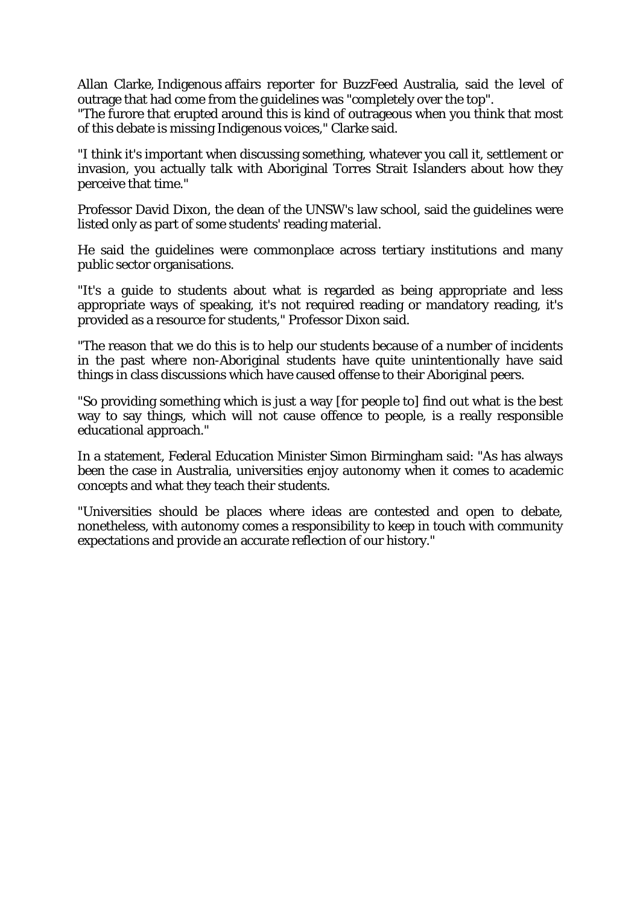Allan Clarke, Indigenous affairs reporter for BuzzFeed Australia, said the level of outrage that had come from the guidelines was "completely over the top".
"The furore that erupted around this is kind of outrageous when you think that most of this debate is missing Indigenous voices," Clarke said.

"I think it's important when discussing something, whatever you call it, settlement or invasion, you actually talk with Aboriginal Torres Strait Islanders about how they perceive that time."

Professor David Dixon, the dean of the UNSW's law school, said the guidelines were listed only as part of some students' reading material.

He said the guidelines were commonplace across tertiary institutions and many public sector organisations.

"It's a guide to students about what is regarded as being appropriate and less appropriate ways of speaking, it's not required reading or mandatory reading, it's provided as a resource for students," Professor Dixon said.

"The reason that we do this is to help our students because of a number of incidents in the past where non-Aboriginal students have quite unintentionally have said things in class discussions which have caused offense to their Aboriginal peers.

"So providing something which is just a way [for people to] find out what is the best way to say things, which will not cause offence to people, is a really responsible educational approach."

In a statement, Federal Education Minister Simon Birmingham said: "As has always been the case in Australia, universities enjoy autonomy when it comes to academic concepts and what they teach their students.

"Universities should be places where ideas are contested and open to debate, nonetheless, with autonomy comes a responsibility to keep in touch with community expectations and provide an accurate reflection of our history."